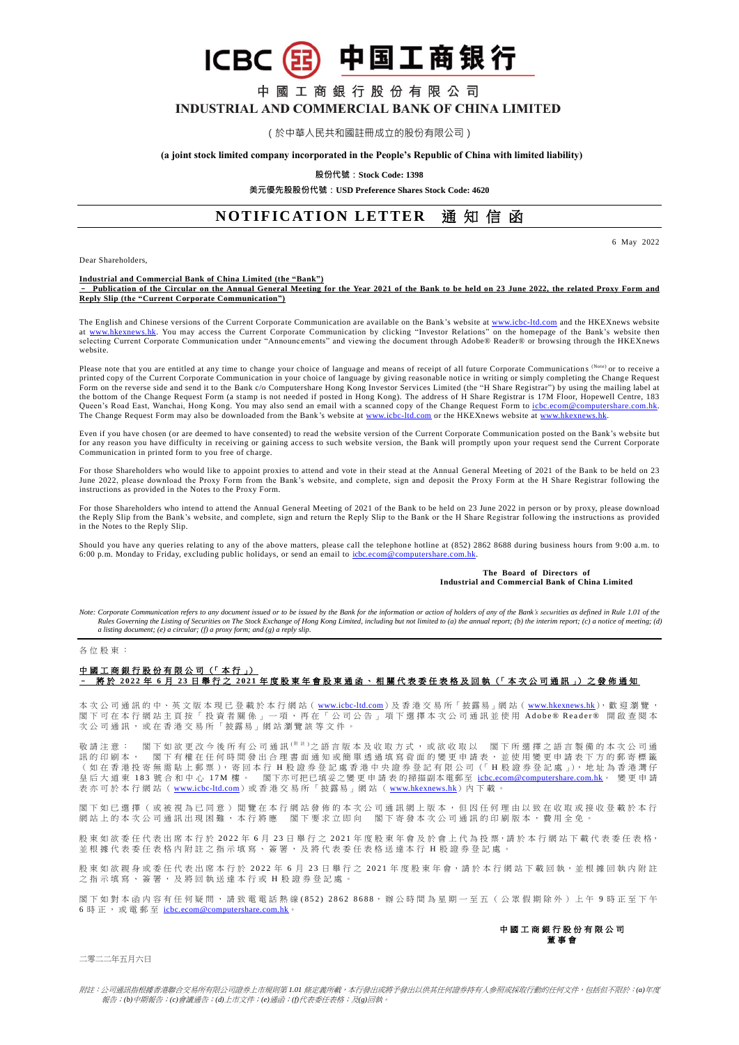# ICBC 中国工商银行

## 中國工商銀行股份有限公司
## INDUSTRIAL AND COMMERCIAL BANK OF CHINA LIMITED

（於中華人民共和國註冊成立的股份有限公司）

**(a joint stock limited company incorporated in the People's Republic of China with limited liability)**

**股份代號：Stock Code: 1398**

**美元優先股股份代號：USD Preference Shares Stock Code: 4620**

# NOTIFICATION LETTER 通知信函

6 May 2022

Dear Shareholders,

**Industrial and Commercial Bank of China Limited (the "Bank")**
**– Publication of the Circular on the Annual General Meeting for the Year 2021 of the Bank to be held on 23 June 2022, the related Proxy Form and Reply Slip (the "Current Corporate Communication")**

The English and Chinese versions of the Current Corporate Communication are available on the Bank's website at www.icbc-ltd.com and the HKEXnews website at www.hkexnews.hk. You may access the Current Corporate Communication by clicking "Investor Relations" on the homepage of the Bank's website then selecting Current Corporate Communication under "Announcements" and viewing the document through Adobe® Reader® or browsing through the HKEXnews website.

Please note that you are entitled at any time to change your choice of language and means of receipt of all future Corporate Communications (Note) or to receive a printed copy of the Current Corporate Communication in your choice of language by giving reasonable notice in writing or simply completing the Change Request Form on the reverse side and send it to the Bank c/o Computershare Hong Kong Investor Services Limited (the "H Share Registrar") by using the mailing label at the bottom of the Change Request Form (a stamp is not needed if posted in Hong Kong). The address of H Share Registrar is 17M Floor, Hopewell Centre, 183 Queen's Road East, Wanchai, Hong Kong. You may also send an email with a scanned copy of the Change Request Form to icbc.ecom@computershare.com.hk. The Change Request Form may also be downloaded from the Bank's website at www.icbc-ltd.com or the HKEXnews website at www.hkexnews.hk.

Even if you have chosen (or are deemed to have consented) to read the website version of the Current Corporate Communication posted on the Bank's website but for any reason you have difficulty in receiving or gaining access to such website version, the Bank will promptly upon your request send the Current Corporate Communication in printed form to you free of charge.

For those Shareholders who would like to appoint proxies to attend and vote in their stead at the Annual General Meeting of 2021 of the Bank to be held on 23 June 2022, please download the Proxy Form from the Bank's website, and complete, sign and deposit the Proxy Form at the H Share Registrar following the instructions as provided in the Notes to the Proxy Form.

For those Shareholders who intend to attend the Annual General Meeting of 2021 of the Bank to be held on 23 June 2022 in person or by proxy, please download the Reply Slip from the Bank's website, and complete, sign and return the Reply Slip to the Bank or the H Share Registrar following the instructions as provided in the Notes to the Reply Slip.

Should you have any queries relating to any of the above matters, please call the telephone hotline at (852) 2862 8688 during business hours from 9:00 a.m. to 6:00 p.m. Monday to Friday, excluding public holidays, or send an email to icbc.ecom@computershare.com.hk.

**The Board of Directors of**
**Industrial and Commercial Bank of China Limited**

*Note: Corporate Communication refers to any document issued or to be issued by the Bank for the information or action of holders of any of the Bank's securities as defined in Rule 1.01 of the Rules Governing the Listing of Securities on The Stock Exchange of Hong Kong Limited, including but not limited to (a) the annual report; (b) the interim report; (c) a notice of meeting; (d) a listing document; (e) a circular; (f) a proxy form; and (g) a reply slip.*

---

各位股東：

**中國工商銀行股份有限公司（「本行」）**
**– 將於2022年6月23日舉行之2021年度股東年會股東通函、相關代表委任表格及回執（「本次公司通訊」）之發佈通知**

本次公司通訊的中、英文版本現已登載於本行網站（www.icbc-ltd.com）及香港交易所「披露易」網站（www.hkexnews.hk），歡迎瀏覽，閣下可在本行網站主頁按「投資者關係」一項，再在「公司公告」項下選擇本次公司通訊並使用Adobe® Reader®開啟查閱本次公司通訊，或在香港交易所「披露易」網站瀏覽該等文件。

敬請注意：閣下如欲更改今後所有公司通訊(附註)之語言版本及收取方式，或欲收取以閣下所選擇之語言製備的本次公司通訊的印刷本，閣下有權在任何時間發出合理書面通知或簡單透過填寫背面的變更申請表，並使用變更申請表下方的郵寄標籤（如在香港投寄無需貼上郵票），寄回本行H股證券登記處香港中央證券登記有限公司（「H股證券登記處」），地址為香港灣仔皇后大道東183號合和中心17M樓。閣下亦可把已填妥之變更申請表的掃描副本電郵至icbc.ecom@computershare.com.hk。變更申請表亦可於本行網站（www.icbc-ltd.com）或香港交易所「披露易」網站（www.hkexnews.hk）內下載。

閣下如已選擇（或被視為已同意）閱覽在本行網站發佈的本次公司通訊網上版本，但因任何理由以致在收取或接收登載於本行網站上的本次公司通訊出現困難，本行將應閣下要求立即向閣下寄發本次公司通訊的印刷版本，費用全免。

股東如欲委任代表出席本行於2022年6月23日舉行之2021年度股東年會及於會上代為投票，請於本行網站下載代表委任表格，並根據代表委任表格內附註之指示填寫、簽署，及將代表委任表格送達本行H股證券登記處。

股東如欲親身或委任代表出席本行於2022年6月23日舉行之2021年度股東年會，請於本行網站下載回執，並根據回執內附註之指示填寫、簽署，及將回執送達本行H股證券登記處。

閣下如對本函內容有任何疑問，請致電電話熱線(852) 2862 8688，辦公時間為星期一至五（公眾假期除外）上午9時正至下午6時正，或電郵至icbc.ecom@computershare.com.hk。

**中國工商銀行股份有限公司**
**董事會**

二零二二年五月六日

*附註：公司通訊指根據香港聯合交易所有限公司證券上市規則第1.01條定義所載，本行發出或將予發出以供其任何證券持有人參照或採取行動的任何文件，包括但不限於：(a)年度報告；(b)中期報告；(c)會議通告；(d)上市文件；(e)通函；(f)代表委任表格；及(g)回執。*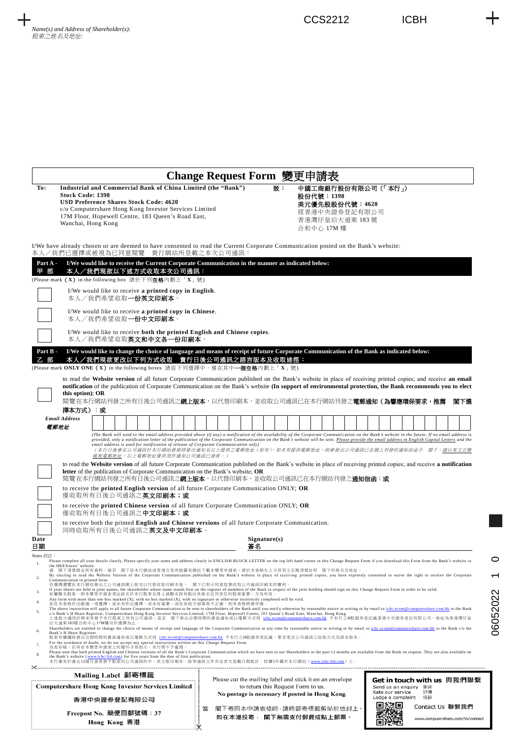CCS2212 ICBH

*Name(s) and Address of Shareholder(s):*
*股東之姓名及地址:*

# Change Request Form 變更申請表

**To:** **Industrial and Commercial Bank of China Limited (the "Bank")**
**Stock Code: 1398**
**USD Preference Shares Stock Code: 4620**
c/o Computershare Hong Kong Investor Services Limited
17M Floor, Hopewell Centre, 183 Queen's Road East,
Wanchai, Hong Kong

**致：** **中國工商銀行股份有限公司（「本行」）**
**股份代號：1398**
**美元優先股股份代號：4620**
經香港中央證券登記有限公司
香港灣仔皇后大道東 183 號
合和中心 17M 樓

I/We have already chosen or are deemed to have consented to read the Current Corporate Communication posted on the Bank's website:
本人／我們已選擇或被視為已同意閱覽 貴行網站所登載之本次公司通訊：

**Part A - I/We would like to receive the Current Corporate Communication in the manner as indicated below:**
**甲 部 本人／我們現欲以下述方式收取本次公司通訊：**

(Please mark (**X**) in the following box 請於下列**空格**內劃上「**X**」號)

☐ I/We would like to receive **a printed copy in English**.
本人／我們希望收取**一份英文印刷本**。

☐ I/We would like to receive **a printed copy in Chinese**.
本人／我們希望收取**一份中文印刷本**。

☐ I/We would like to receive **both the printed English and Chinese copies**.
本人／我們希望收取**英文和中文各一份印刷本**。

**Part B - I/We would like to change the choice of language and means of receipt of future Corporate Communication of the Bank as indicated below:**
**乙 部 本人／我們現欲更改以下列方式收取 貴行日後公司通訊之語言版本及收取途徑：**

(Please mark **ONLY ONE** (**X**) in the following boxes 請從下列選擇中，僅在其中**一個空格**內劃上「**X**」號)

☐ to read the **Website version** of all future Corporate Communication published on the Bank's website in place of receiving printed copies; and receive **an email notification** of the publication of Corporate Communication on the Bank's website **(In support of environmental protection, the Bank recommends you to elect this option)**; **OR**
閱覽在本行網站刊發之所有日後公司通訊之**網上版本**，以代替印刷本，並收取公司通訊已在本行網站刊發之**電郵通知（為響應環保要求，推薦 閣下選擇本方式）**；**或**

***Email Address***
***電郵地址*** ____________________

*(The Bank will send to the email address provided above (if any) a notification of the availability of the Corporate Communication on the Bank's website in the future. If no email address is provided, only a notification letter of the publication of the Corporate Communication on the Bank's website will be sent. Please provide the email address in English Capital Letters and the email address is used for notification of release of Corporate Communication only)*
*（本行日後會在公司通訊於本行網站發佈時發出通知至以上提供之電郵地址（如有）。如未有提供電郵地址，則會發出公司通訊已在網上刊發的通知信函予 閣下。請以英文正楷填寫電郵地址，以上電郵地址僅供用作通知公司通訊已發佈。）*

☐ to read the **Website version** of all future Corporate Communication published on the Bank's website in place of receiving printed copies; and receive **a notification letter** of the publication of Corporate Communication on the Bank's website; **OR**
閱覽在本行網站刊發之所有日後公司通訊之**網上版本**，以代替印刷本，並收取公司通訊已在本行網站刊發之**通知信函**；**或**

☐ to receive the **printed English version** of all future Corporate Communication ONLY; **OR**
僅收取所有日後公司通訊之**英文印刷本**；**或**

☐ to receive the **printed Chinese version** of all future Corporate Communication ONLY; **OR**
僅收取所有日後公司通訊之**中文印刷本**；**或**

☐ to receive both the printed **English and Chinese versions** of all future Corporate Communication.
同時收取所有日後公司通訊之**英文及中文印刷本**。

**Date 日期** ____________________ **Signature(s) 簽名** ____________________

*Notes 附註：*

1. Please complete all your details clearly. Please specify your name and address clearly in ENGLISH BLOCK LETTER on the top left hand corner in this Change Request Form if you download this Form from the Bank's website or the HKEXnews' website.
請 閣下清楚填妥所有資料。倘若 閣下從本行網站或香港交易所披露易網站下載本變更申請表，請於本表格左上方用英文正楷清楚註明 閣下的姓名及地址。
2. By electing to read the Website Version of the Corporate Communication published on the Bank's website in place of receiving printed copies, you have expressly consented to waive the right to receive the Corporate Communication in printed form.
在選擇瀏覽在本行網站發出之公司通訊網上版本以代替收取印刷本後， 閣下已明示同意放棄收取公司通訊印刷本的權利。
3. If your shares are held in joint names, the shareholder whose name stands first on the register of members of the Bank in respect of the joint holding should sign on this Change Request Form in order to be valid.
如屬聯名股東，則本變更申請表須由該名於本行股東名冊上就聯名持有股份其姓名位列首位的股東簽署，方為有效。
4. Any form with more than one box marked (X), with no box marked (X), with no signature or otherwise incorrectly completed will be void.
如在本表格作出超過一項選擇，或未有作出選擇，或未有簽署，或在其他方面填寫不正確，則本表格將會作廢。
5. The above instruction will apply to all future Corporate Communication to be sent to shareholders of the Bank until you notify otherwise by reasonable notice in writing or by email to icbc.ecom@computershare.com.hk to the Bank c/o Bank's H Share Registrar, Computershare Hong Kong Investor Services Limited, 17M Floor, Hopewell Centre, 183 Queen's Road East, Wanchai, Hong Kong.
上述指示適用於將來寄發予本行股東之所有公司通訊，直至 閣下發出合理時間的書面通知或以電郵方式到 icbc.ecom@computershare.com.hk 予本行之H股證券登記處香港中央證券登記有限公司，地址為香港灣仔皇后大道東183號合和中心17M樓另作選擇為止。
6. Shareholders are entitled to change the choice of means of receipt and language of the Corporate Communication at any time by reasonable notice in writing or by email to icbc.ecom@computershare.com.hk to the Bank c/o Bank's H Share Registrar.
股東有權隨時發出合理時間的書面通知或以電郵方式到 icbc.ecom@computershare.com.hk 予本行之H股證券登記處，要求更改公司通訊之收取方式及語言版本。
7. For the avoidance of doubt, we do not accept any special instructions written on this Change Request Form.
為免存疑，任何在本變更申請表上的額外手寫指示，本行將不予處理。
8. Please note that both printed English and Chinese versions of all the Bank's Corporate Communication which we have sent to our Shareholders in the past 12 months are available from the Bank on request. They are also available on the Bank's website (www.icbc-ltd.com) for five years from the date of first publication.
本行備有於過去12個月曾寄發予股東的公司通訊之中、英文版印刷本，該等通訊文件亦由首次登載日期起計，持續5年載於本行網站（www.icbc-ltd.com）上。

---

**Mailing Label 郵寄標籤**

**Computershare Hong Kong Investor Services Limited**
**香港中央證券登記有限公司**
**Freepost No. 簡便回郵號碼：37**
**Hong Kong 香港**

Please cut the mailing label and stick it on an envelope to return this Request Form to us.
**No postage is necessary if posted in Hong Kong.**

當 閣下寄回本申請表格時，請將郵寄標籤剪貼於信封上。
**如在本港投寄， 閣下無需支付郵費或貼上郵票。**

**Get in touch with us 與我們聯繫**
Send us an enquiry 垂詢
Rate our service 評價
Lodge a complaint 投訴
Contact Us 聯繫我們
www.computershare.com/hk/contact

06052022 1 0